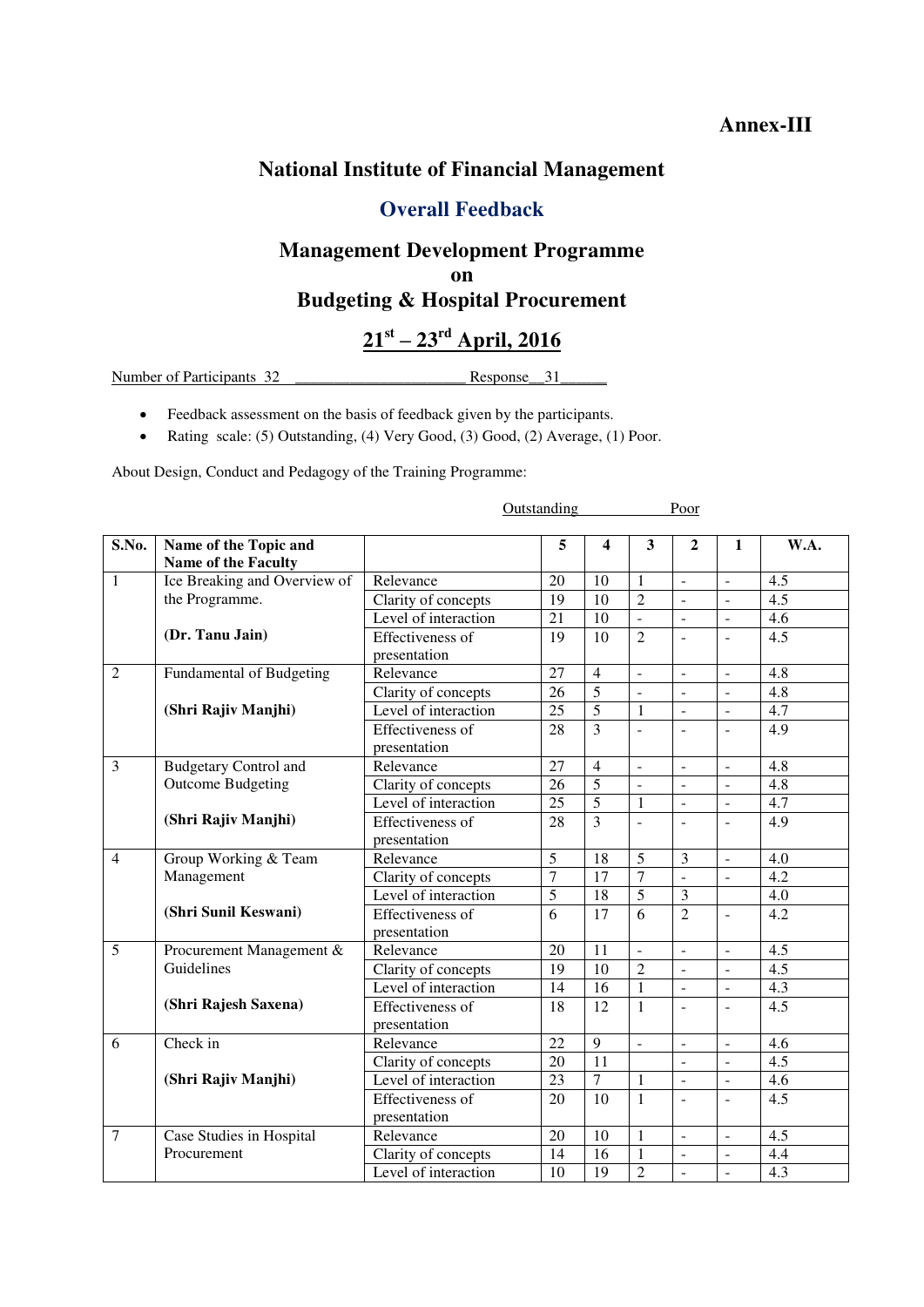**Annex-III**

# National Institute of Financial Management

## Overall Feedback

## Management Development Programme on Budgeting & Hospital Procurement

## 21st – 23rd April, 2016

Number of Participants 32 ______________________ Response__31______

- Feedback assessment on the basis of feedback given by the participants.
- Rating scale: (5) Outstanding, (4) Very Good, (3) Good, (2) Average, (1) Poor.

About Design, Conduct and Pedagogy of the Training Programme:

Outstanding Poor

| S.No. | Name of the Topic and Name of the Faculty | | 5 | 4 | 3 | 2 | 1 | W.A. |
|---|---|---|---|---|---|---|---|---|
| 1 | Ice Breaking and Overview of the Programme. (Dr. Tanu Jain) | Relevance | 20 | 10 | 1 | - | - | 4.5 |
| | | Clarity of concepts | 19 | 10 | 2 | - | - | 4.5 |
| | | Level of interaction | 21 | 10 | - | - | - | 4.6 |
| | | Effectiveness of presentation | 19 | 10 | 2 | - | - | 4.5 |
| 2 | Fundamental of Budgeting (Shri Rajiv Manjhi) | Relevance | 27 | 4 | - | - | - | 4.8 |
| | | Clarity of concepts | 26 | 5 | - | - | - | 4.8 |
| | | Level of interaction | 25 | 5 | 1 | - | - | 4.7 |
| | | Effectiveness of presentation | 28 | 3 | - | - | - | 4.9 |
| 3 | Budgetary Control and Outcome Budgeting (Shri Rajiv Manjhi) | Relevance | 27 | 4 | - | - | - | 4.8 |
| | | Clarity of concepts | 26 | 5 | - | - | - | 4.8 |
| | | Level of interaction | 25 | 5 | 1 | - | - | 4.7 |
| | | Effectiveness of presentation | 28 | 3 | - | - | - | 4.9 |
| 4 | Group Working & Team Management (Shri Sunil Keswani) | Relevance | 5 | 18 | 5 | 3 | - | 4.0 |
| | | Clarity of concepts | 7 | 17 | 7 | - | - | 4.2 |
| | | Level of interaction | 5 | 18 | 5 | 3 | | 4.0 |
| | | Effectiveness of presentation | 6 | 17 | 6 | 2 | - | 4.2 |
| 5 | Procurement Management & Guidelines (Shri Rajesh Saxena) | Relevance | 20 | 11 | - | - | - | 4.5 |
| | | Clarity of concepts | 19 | 10 | 2 | - | - | 4.5 |
| | | Level of interaction | 14 | 16 | 1 | - | - | 4.3 |
| | | Effectiveness of presentation | 18 | 12 | 1 | - | - | 4.5 |
| 6 | Check in (Shri Rajiv Manjhi) | Relevance | 22 | 9 | - | - | - | 4.6 |
| | | Clarity of concepts | 20 | 11 | | - | - | 4.5 |
| | | Level of interaction | 23 | 7 | 1 | - | - | 4.6 |
| | | Effectiveness of presentation | 20 | 10 | 1 | - | - | 4.5 |
| 7 | Case Studies in Hospital Procurement | Relevance | 20 | 10 | 1 | - | - | 4.5 |
| | | Clarity of concepts | 14 | 16 | 1 | - | - | 4.4 |
| | | Level of interaction | 10 | 19 | 2 | - | - | 4.3 |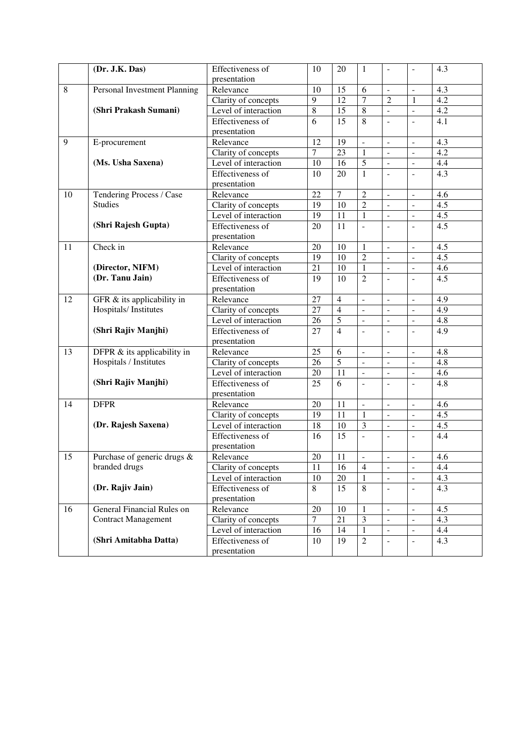| | | | | | | | | |
|---|---|---|---|---|---|---|---|---|
| | **(Dr. J.K. Das)** | Effectiveness of presentation | 10 | 20 | 1 | - | - | 4.3 |
| 8 | Personal Investment Planning | Relevance | 10 | 15 | 6 | - | - | 4.3 |
| | | Clarity of concepts | 9 | 12 | 7 | 2 | 1 | 4.2 |
| | **(Shri Prakash Sumani)** | Level of interaction | 8 | 15 | 8 | - | - | 4.2 |
| | | Effectiveness of presentation | 6 | 15 | 8 | - | - | 4.1 |
| 9 | E-procurement | Relevance | 12 | 19 | - | - | - | 4.3 |
| | | Clarity of concepts | 7 | 23 | 1 | - | - | 4.2 |
| | **(Ms. Usha Saxena)** | Level of interaction | 10 | 16 | 5 | - | - | 4.4 |
| | | Effectiveness of presentation | 10 | 20 | 1 | - | - | 4.3 |
| 10 | Tendering Process / Case Studies | Relevance | 22 | 7 | 2 | - | - | 4.6 |
| | | Clarity of concepts | 19 | 10 | 2 | - | - | 4.5 |
| | | Level of interaction | 19 | 11 | 1 | - | - | 4.5 |
| | **(Shri Rajesh Gupta)** | Effectiveness of presentation | 20 | 11 | - | - | - | 4.5 |
| 11 | Check in | Relevance | 20 | 10 | 1 | - | - | 4.5 |
| | | Clarity of concepts | 19 | 10 | 2 | - | - | 4.5 |
| | **(Director, NIFM)** | Level of interaction | 21 | 10 | 1 | - | - | 4.6 |
| | **(Dr. Tanu Jain)** | Effectiveness of presentation | 19 | 10 | 2 | - | - | 4.5 |
| 12 | GFR & its applicability in Hospitals/ Institutes | Relevance | 27 | 4 | - | - | - | 4.9 |
| | | Clarity of concepts | 27 | 4 | - | - | - | 4.9 |
| | | Level of interaction | 26 | 5 | - | - | - | 4.8 |
| | **(Shri Rajiv Manjhi)** | Effectiveness of presentation | 27 | 4 | - | - | - | 4.9 |
| 13 | DFPR & its applicability in Hospitals / Institutes | Relevance | 25 | 6 | - | - | - | 4.8 |
| | | Clarity of concepts | 26 | 5 | - | - | - | 4.8 |
| | | Level of interaction | 20 | 11 | - | - | - | 4.6 |
| | **(Shri Rajiv Manjhi)** | Effectiveness of presentation | 25 | 6 | - | - | - | 4.8 |
| 14 | DFPR | Relevance | 20 | 11 | - | - | - | 4.6 |
| | | Clarity of concepts | 19 | 11 | 1 | - | - | 4.5 |
| | **(Dr. Rajesh Saxena)** | Level of interaction | 18 | 10 | 3 | - | - | 4.5 |
| | | Effectiveness of presentation | 16 | 15 | - | - | - | 4.4 |
| 15 | Purchase of generic drugs & branded drugs | Relevance | 20 | 11 | - | - | - | 4.6 |
| | | Clarity of concepts | 11 | 16 | 4 | - | - | 4.4 |
| | | Level of interaction | 10 | 20 | 1 | - | - | 4.3 |
| | **(Dr. Rajiv Jain)** | Effectiveness of presentation | 8 | 15 | 8 | - | - | 4.3 |
| 16 | General Financial Rules on Contract Management | Relevance | 20 | 10 | 1 | - | - | 4.5 |
| | | Clarity of concepts | 7 | 21 | 3 | - | - | 4.3 |
| | | Level of interaction | 16 | 14 | 1 | - | - | 4.4 |
| | **(Shri Amitabha Datta)** | Effectiveness of presentation | 10 | 19 | 2 | - | - | 4.3 |